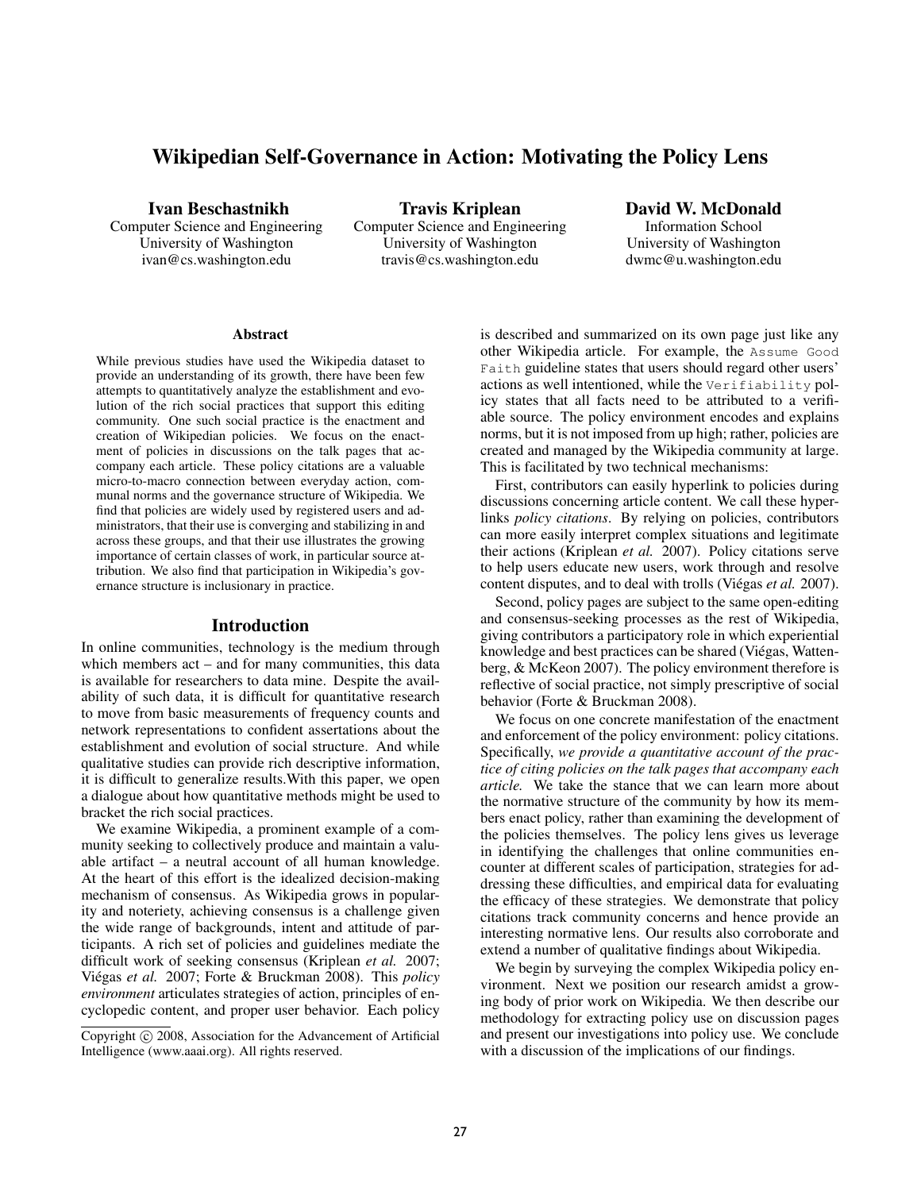# Wikipedian Self-Governance in Action: Motivating the Policy Lens

**Ivan Beschastnikh**
Computer Science and Engineering
University of Washington
ivan@cs.washington.edu

**Travis Kriplean**
Computer Science and Engineering
University of Washington
travis@cs.washington.edu

**David W. McDonald**
Information School
University of Washington
dwmc@u.washington.edu

### Abstract

While previous studies have used the Wikipedia dataset to provide an understanding of its growth, there have been few attempts to quantitatively analyze the establishment and evolution of the rich social practices that support this editing community. One such social practice is the enactment and creation of Wikipedian policies. We focus on the enactment of policies in discussions on the talk pages that accompany each article. These policy citations are a valuable micro-to-macro connection between everyday action, communal norms and the governance structure of Wikipedia. We find that policies are widely used by registered users and administrators, that their use is converging and stabilizing in and across these groups, and that their use illustrates the growing importance of certain classes of work, in particular source attribution. We also find that participation in Wikipedia's governance structure is inclusionary in practice.

## Introduction

In online communities, technology is the medium through which members act – and for many communities, this data is available for researchers to data mine. Despite the availability of such data, it is difficult for quantitative research to move from basic measurements of frequency counts and network representations to confident assertions about the establishment and evolution of social structure. And while qualitative studies can provide rich descriptive information, it is difficult to generalize results.With this paper, we open a dialogue about how quantitative methods might be used to bracket the rich social practices.

We examine Wikipedia, a prominent example of a community seeking to collectively produce and maintain a valuable artifact – a neutral account of all human knowledge. At the heart of this effort is the idealized decision-making mechanism of consensus. As Wikipedia grows in popularity and noteriety, achieving consensus is a challenge given the wide range of backgrounds, intent and attitude of participants. A rich set of policies and guidelines mediate the difficult work of seeking consensus (Kriplean *et al.* 2007; Viégas *et al.* 2007; Forte & Bruckman 2008). This *policy environment* articulates strategies of action, principles of encyclopedic content, and proper user behavior. Each policy is described and summarized on its own page just like any other Wikipedia article. For example, the `Assume Good Faith` guideline states that users should regard other users' actions as well intentioned, while the `Verifiability` policy states that all facts need to be attributed to a verifiable source. The policy environment encodes and explains norms, but it is not imposed from up high; rather, policies are created and managed by the Wikipedia community at large. This is facilitated by two technical mechanisms:

First, contributors can easily hyperlink to policies during discussions concerning article content. We call these hyperlinks *policy citations*. By relying on policies, contributors can more easily interpret complex situations and legitimate their actions (Kriplean *et al.* 2007). Policy citations serve to help users educate new users, work through and resolve content disputes, and to deal with trolls (Viégas *et al.* 2007).

Second, policy pages are subject to the same open-editing and consensus-seeking processes as the rest of Wikipedia, giving contributors a participatory role in which experiential knowledge and best practices can be shared (Viégas, Wattenberg, & McKeon 2007). The policy environment therefore is reflective of social practice, not simply prescriptive of social behavior (Forte & Bruckman 2008).

We focus on one concrete manifestation of the enactment and enforcement of the policy environment: policy citations. Specifically, *we provide a quantitative account of the practice of citing policies on the talk pages that accompany each article.* We take the stance that we can learn more about the normative structure of the community by how its members enact policy, rather than examining the development of the policies themselves. The policy lens gives us leverage in identifying the challenges that online communities encounter at different scales of participation, strategies for addressing these difficulties, and empirical data for evaluating the efficacy of these strategies. We demonstrate that policy citations track community concerns and hence provide an interesting normative lens. Our results also corroborate and extend a number of qualitative findings about Wikipedia.

We begin by surveying the complex Wikipedia policy environment. Next we position our research amidst a growing body of prior work on Wikipedia. We then describe our methodology for extracting policy use on discussion pages and present our investigations into policy use. We conclude with a discussion of the implications of our findings.

Copyright © 2008, Association for the Advancement of Artificial Intelligence (www.aaai.org). All rights reserved.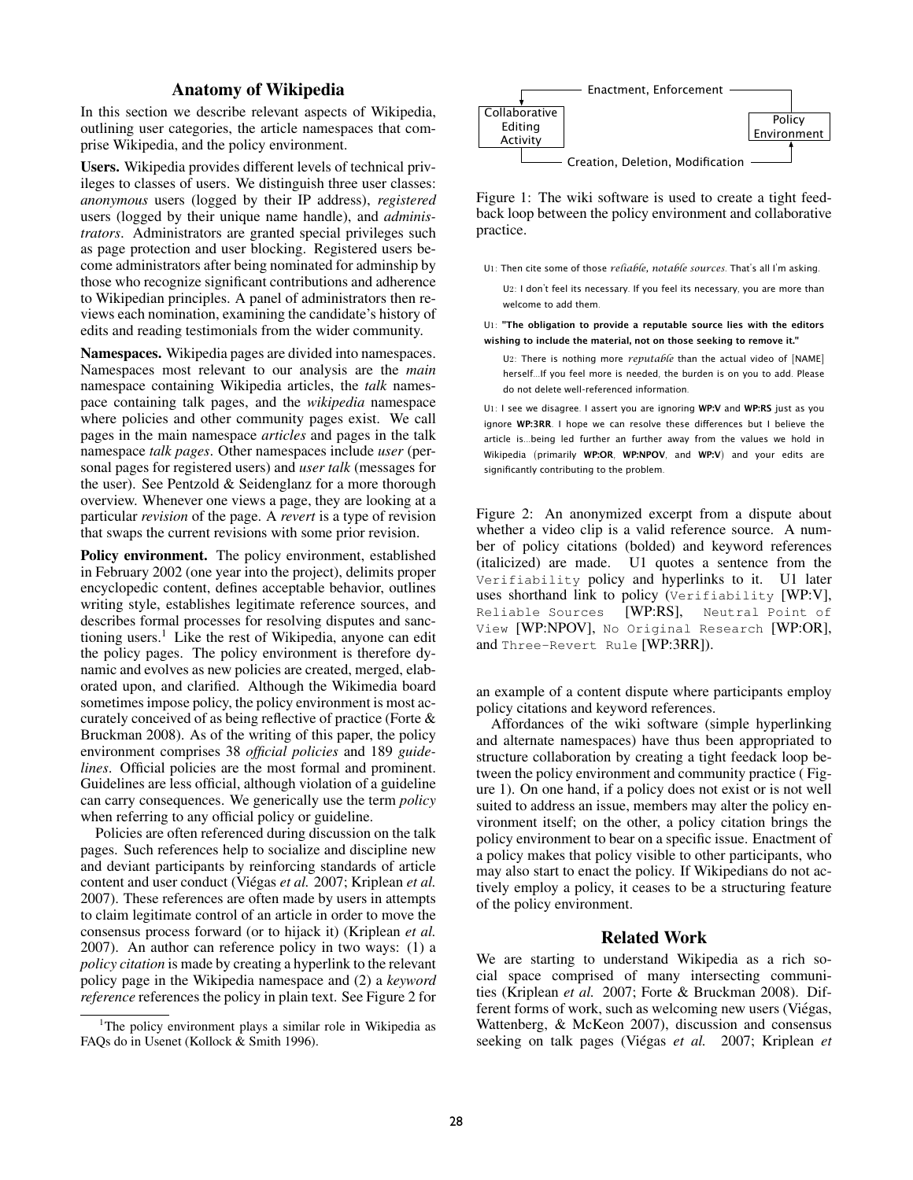## Anatomy of Wikipedia

In this section we describe relevant aspects of Wikipedia, outlining user categories, the article namespaces that comprise Wikipedia, and the policy environment.

**Users.** Wikipedia provides different levels of technical privileges to classes of users. We distinguish three user classes: *anonymous* users (logged by their IP address), *registered* users (logged by their unique name handle), and *administrators*. Administrators are granted special privileges such as page protection and user blocking. Registered users become administrators after being nominated for adminship by those who recognize significant contributions and adherence to Wikipedian principles. A panel of administrators then reviews each nomination, examining the candidate's history of edits and reading testimonials from the wider community.

**Namespaces.** Wikipedia pages are divided into namespaces. Namespaces most relevant to our analysis are the *main* namespace containing Wikipedia articles, the *talk* namespace containing talk pages, and the *wikipedia* namespace where policies and other community pages exist. We call pages in the main namespace *articles* and pages in the talk namespace *talk pages*. Other namespaces include *user* (personal pages for registered users) and *user talk* (messages for the user). See Pentzold & Seidenglanz for a more thorough overview. Whenever one views a page, they are looking at a particular *revision* of the page. A *revert* is a type of revision that swaps the current revisions with some prior revision.

**Policy environment.** The policy environment, established in February 2002 (one year into the project), delimits proper encyclopedic content, defines acceptable behavior, outlines writing style, establishes legitimate reference sources, and describes formal processes for resolving disputes and sanctioning users.[1] Like the rest of Wikipedia, anyone can edit the policy pages. The policy environment is therefore dynamic and evolves as new policies are created, merged, elaborated upon, and clarified. Although the Wikimedia board sometimes impose policy, the policy environment is most accurately conceived of as being reflective of practice (Forte & Bruckman 2008). As of the writing of this paper, the policy environment comprises 38 *official policies* and 189 *guidelines*. Official policies are the most formal and prominent. Guidelines are less official, although violation of a guideline can carry consequences. We generically use the term *policy* when referring to any official policy or guideline.

Policies are often referenced during discussion on the talk pages. Such references help to socialize and discipline new and deviant participants by reinforcing standards of article content and user conduct (Viégas *et al.* 2007; Kriplean *et al.* 2007). These references are often made by users in attempts to claim legitimate control of an article in order to move the consensus process forward (or to hijack it) (Kriplean *et al.* 2007). An author can reference policy in two ways: (1) a *policy citation* is made by creating a hyperlink to the relevant policy page in the Wikipedia namespace and (2) a *keyword reference* references the policy in plain text. See Figure 2 for an example of a content dispute where participants employ policy citations and keyword references.

[1] The policy environment plays a similar role in Wikipedia as FAQs do in Usenet (Kollock & Smith 1996).

Enactment, Enforcement

Collaborative Editing Activity — Policy Environment

Creation, Deletion, Modification

Figure 1: The wiki software is used to create a tight feedback loop between the policy environment and collaborative practice.

U1: Then cite some of those *reliable, notable sources.* That's all I'm asking.

U2: I don't feel its necessary. If you feel its necessary, you are more than welcome to add them.

U1: **"The obligation to provide a reputable source lies with the editors wishing to include the material, not on those seeking to remove it."**

U2: There is nothing more *reputable* than the actual video of [NAME] herself...If you feel more is needed, the burden is on you to add. Please do not delete well-referenced information.

U1: I see we disagree. I assert you are ignoring **WP:V** and **WP:RS** just as you ignore **WP:3RR**. I hope we can resolve these differences but I believe the article is...being led further an further away from the values we hold in Wikipedia (primarily **WP:OR**, **WP:NPOV**, and **WP:V**) and your edits are significantly contributing to the problem.

Figure 2: An anonymized excerpt from a dispute about whether a video clip is a valid reference source. A number of policy citations (bolded) and keyword references (italicized) are made. U1 quotes a sentence from the `Verifiability` policy and hyperlinks to it. U1 later uses shorthand link to policy (`Verifiability` [WP:V], `Reliable Sources` [WP:RS], `Neutral Point of View` [WP:NPOV], `No Original Research` [WP:OR], and `Three-Revert Rule` [WP:3RR]).

Affordances of the wiki software (simple hyperlinking and alternate namespaces) have thus been appropriated to structure collaboration by creating a tight feedack loop between the policy environment and community practice ( Figure 1). On one hand, if a policy does not exist or is not well suited to address an issue, members may alter the policy environment itself; on the other, a policy citation brings the policy environment to bear on a specific issue. Enactment of a policy makes that policy visible to other participants, who may also start to enact the policy. If Wikipedians do not actively employ a policy, it ceases to be a structuring feature of the policy environment.

## Related Work

We are starting to understand Wikipedia as a rich social space comprised of many intersecting communities (Kriplean *et al.* 2007; Forte & Bruckman 2008). Different forms of work, such as welcoming new users (Viégas, Wattenberg, & McKeon 2007), discussion and consensus seeking on talk pages (Viégas *et al.* 2007; Kriplean *et*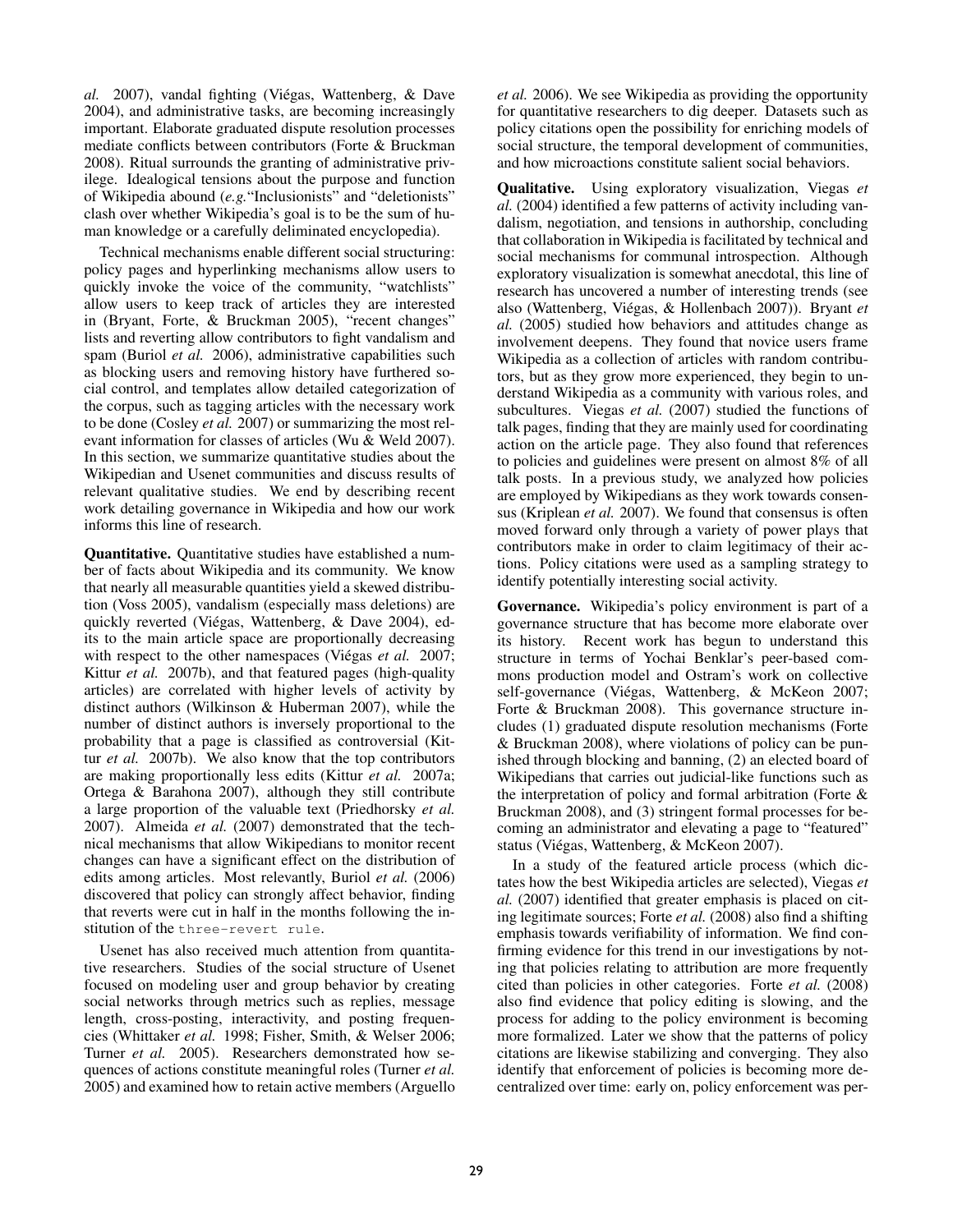*al.* 2007), vandal fighting (Viégas, Wattenberg, & Dave 2004), and administrative tasks, are becoming increasingly important. Elaborate graduated dispute resolution processes mediate conflicts between contributors (Forte & Bruckman 2008). Ritual surrounds the granting of administrative privilege. Idealogical tensions about the purpose and function of Wikipedia abound (*e.g.*"Inclusionists" and "deletionists" clash over whether Wikipedia's goal is to be the sum of human knowledge or a carefully deliminated encyclopedia).

Technical mechanisms enable different social structuring: policy pages and hyperlinking mechanisms allow users to quickly invoke the voice of the community, "watchlists" allow users to keep track of articles they are interested in (Bryant, Forte, & Bruckman 2005), "recent changes" lists and reverting allow contributors to fight vandalism and spam (Buriol *et al.* 2006), administrative capabilities such as blocking users and removing history have furthered social control, and templates allow detailed categorization of the corpus, such as tagging articles with the necessary work to be done (Cosley *et al.* 2007) or summarizing the most relevant information for classes of articles (Wu & Weld 2007). In this section, we summarize quantitative studies about the Wikipedian and Usenet communities and discuss results of relevant qualitative studies. We end by describing recent work detailing governance in Wikipedia and how our work informs this line of research.

**Quantitative.** Quantitative studies have established a number of facts about Wikipedia and its community. We know that nearly all measurable quantities yield a skewed distribution (Voss 2005), vandalism (especially mass deletions) are quickly reverted (Viégas, Wattenberg, & Dave 2004), edits to the main article space are proportionally decreasing with respect to the other namespaces (Viégas *et al.* 2007; Kittur *et al.* 2007b), and that featured pages (high-quality articles) are correlated with higher levels of activity by distinct authors (Wilkinson & Huberman 2007), while the number of distinct authors is inversely proportional to the probability that a page is classified as controversial (Kittur *et al.* 2007b). We also know that the top contributors are making proportionally less edits (Kittur *et al.* 2007a; Ortega & Barahona 2007), although they still contribute a large proportion of the valuable text (Priedhorsky *et al.* 2007). Almeida *et al.* (2007) demonstrated that the technical mechanisms that allow Wikipedians to monitor recent changes can have a significant effect on the distribution of edits among articles. Most relevantly, Buriol *et al.* (2006) discovered that policy can strongly affect behavior, finding that reverts were cut in half in the months following the institution of the `three-revert rule`.

Usenet has also received much attention from quantitative researchers. Studies of the social structure of Usenet focused on modeling user and group behavior by creating social networks through metrics such as replies, message length, cross-posting, interactivity, and posting frequencies (Whittaker *et al.* 1998; Fisher, Smith, & Welser 2006; Turner *et al.* 2005). Researchers demonstrated how sequences of actions constitute meaningful roles (Turner *et al.* 2005) and examined how to retain active members (Arguello *et al.* 2006). We see Wikipedia as providing the opportunity for quantitative researchers to dig deeper. Datasets such as policy citations open the possibility for enriching models of social structure, the temporal development of communities, and how microactions constitute salient social behaviors.

**Qualitative.** Using exploratory visualization, Viegas *et al.* (2004) identified a few patterns of activity including vandalism, negotiation, and tensions in authorship, concluding that collaboration in Wikipedia is facilitated by technical and social mechanisms for communal introspection. Although exploratory visualization is somewhat anecdotal, this line of research has uncovered a number of interesting trends (see also (Wattenberg, Viégas, & Hollenbach 2007)). Bryant *et al.* (2005) studied how behaviors and attitudes change as involvement deepens. They found that novice users frame Wikipedia as a collection of articles with random contributors, but as they grow more experienced, they begin to understand Wikipedia as a community with various roles, and subcultures. Viegas *et al.* (2007) studied the functions of talk pages, finding that they are mainly used for coordinating action on the article page. They also found that references to policies and guidelines were present on almost 8% of all talk posts. In a previous study, we analyzed how policies are employed by Wikipedians as they work towards consensus (Kriplean *et al.* 2007). We found that consensus is often moved forward only through a variety of power plays that contributors make in order to claim legitimacy of their actions. Policy citations were used as a sampling strategy to identify potentially interesting social activity.

**Governance.** Wikipedia's policy environment is part of a governance structure that has become more elaborate over its history. Recent work has begun to understand this structure in terms of Yochai Benklar's peer-based commons production model and Ostram's work on collective self-governance (Viégas, Wattenberg, & McKeon 2007; Forte & Bruckman 2008). This governance structure includes (1) graduated dispute resolution mechanisms (Forte & Bruckman 2008), where violations of policy can be punished through blocking and banning, (2) an elected board of Wikipedians that carries out judicial-like functions such as the interpretation of policy and formal arbitration (Forte & Bruckman 2008), and (3) stringent formal processes for becoming an administrator and elevating a page to "featured" status (Viégas, Wattenberg, & McKeon 2007).

In a study of the featured article process (which dictates how the best Wikipedia articles are selected), Viegas *et al.* (2007) identified that greater emphasis is placed on citing legitimate sources; Forte *et al.* (2008) also find a shifting emphasis towards verifiability of information. We find confirming evidence for this trend in our investigations by noting that policies relating to attribution are more frequently cited than policies in other categories. Forte *et al.* (2008) also find evidence that policy editing is slowing, and the process for adding to the policy environment is becoming more formalized. Later we show that the patterns of policy citations are likewise stabilizing and converging. They also identify that enforcement of policies is becoming more decentralized over time: early on, policy enforcement was per-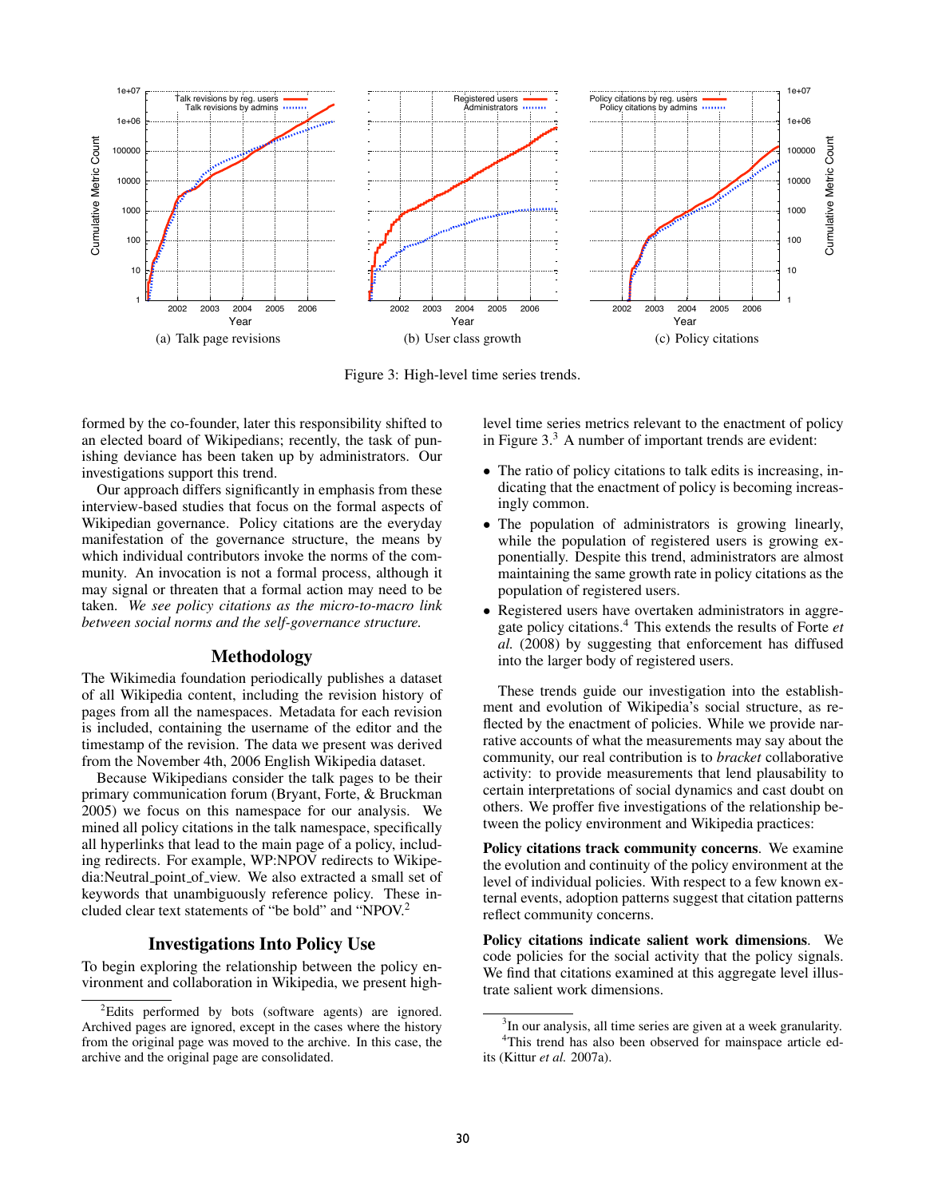(a) Talk page revisions

(b) User class growth

(c) Policy citations

Figure 3: High-level time series trends.

formed by the co-founder, later this responsibility shifted to an elected board of Wikipedians; recently, the task of punishing deviance has been taken up by administrators. Our investigations support this trend.

Our approach differs significantly in emphasis from these interview-based studies that focus on the formal aspects of Wikipedian governance. Policy citations are the everyday manifestation of the governance structure, the means by which individual contributors invoke the norms of the community. An invocation is not a formal process, although it may signal or threaten that a formal action may need to be taken. *We see policy citations as the micro-to-macro link between social norms and the self-governance structure.*

## Methodology

The Wikimedia foundation periodically publishes a dataset of all Wikipedia content, including the revision history of pages from all the namespaces. Metadata for each revision is included, containing the username of the editor and the timestamp of the revision. The data we present was derived from the November 4th, 2006 English Wikipedia dataset.

Because Wikipedians consider the talk pages to be their primary communication forum (Bryant, Forte, & Bruckman 2005) we focus on this namespace for our analysis. We mined all policy citations in the talk namespace, specifically all hyperlinks that lead to the main page of a policy, including redirects. For example, WP:NPOV redirects to Wikipedia:Neutral_point_of_view. We also extracted a small set of keywords that unambiguously reference policy. These included clear text statements of "be bold" and "NPOV.[2]

## Investigations Into Policy Use

To begin exploring the relationship between the policy environment and collaboration in Wikipedia, we present high-level time series metrics relevant to the enactment of policy in Figure 3.[3] A number of important trends are evident:

- The ratio of policy citations to talk edits is increasing, indicating that the enactment of policy is becoming increasingly common.
- The population of administrators is growing linearly, while the population of registered users is growing exponentially. Despite this trend, administrators are almost maintaining the same growth rate in policy citations as the population of registered users.
- Registered users have overtaken administrators in aggregate policy citations.[4] This extends the results of Forte *et al.* (2008) by suggesting that enforcement has diffused into the larger body of registered users.

These trends guide our investigation into the establishment and evolution of Wikipedia's social structure, as reflected by the enactment of policies. While we provide narrative accounts of what the measurements may say about the community, our real contribution is to *bracket* collaborative activity: to provide measurements that lend plausability to certain interpretations of social dynamics and cast doubt on others. We proffer five investigations of the relationship between the policy environment and Wikipedia practices:

**Policy citations track community concerns**. We examine the evolution and continuity of the policy environment at the level of individual policies. With respect to a few known external events, adoption patterns suggest that citation patterns reflect community concerns.

**Policy citations indicate salient work dimensions**. We code policies for the social activity that the policy signals. We find that citations examined at this aggregate level illustrate salient work dimensions.

[2] Edits performed by bots (software agents) are ignored. Archived pages are ignored, except in the cases where the history from the original page was moved to the archive. In this case, the archive and the original page are consolidated.

[3] In our analysis, all time series are given at a week granularity.

[4] This trend has also been observed for mainspace article edits (Kittur *et al.* 2007a).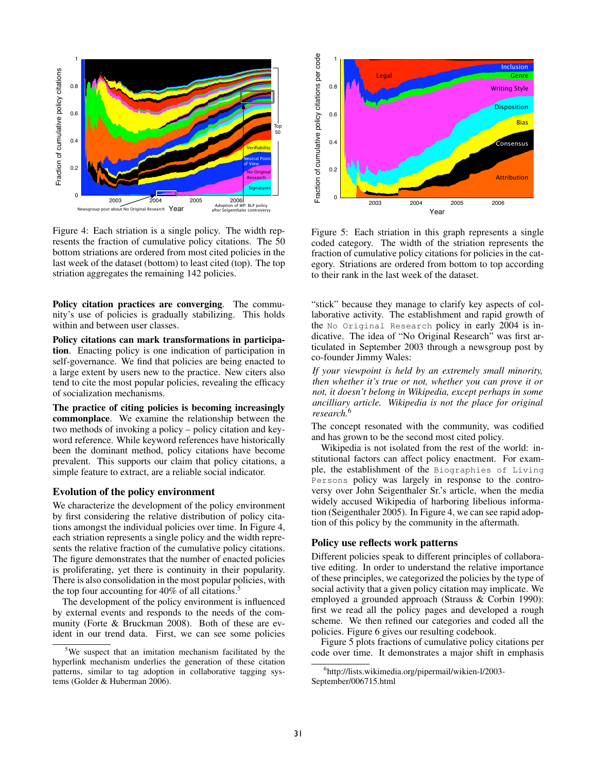Figure 4: Each striation is a single policy. The width represents the fraction of cumulative policy citations. The 50 bottom striations are ordered from most cited policies in the last week of the dataset (bottom) to least cited (top). The top striation aggregates the remaining 142 policies.

Figure 5: Each striation in this graph represents a single coded category. The width of the striation represents the fraction of cumulative policy citations for policies in the category. Striations are ordered from bottom to top according to their rank in the last week of the dataset.

**Policy citation practices are converging**. The community's use of policies is gradually stabilizing. This holds within and between user classes.

**Policy citations can mark transformations in participation**. Enacting policy is one indication of participation in self-governance. We find that policies are being enacted to a large extent by users new to the practice. New citers also tend to cite the most popular policies, revealing the efficacy of socialization mechanisms.

**The practice of citing policies is becoming increasingly commonplace**. We examine the relationship between the two methods of invoking a policy – policy citation and keyword reference. While keyword references have historically been the dominant method, policy citations have become prevalent. This supports our claim that policy citations, a simple feature to extract, are a reliable social indicator.

### Evolution of the policy environment

We characterize the development of the policy environment by first considering the relative distribution of policy citations amongst the individual policies over time. In Figure 4, each striation represents a single policy and the width represents the relative fraction of the cumulative policy citations. The figure demonstrates that the number of enacted policies is proliferating, yet there is continuity in their popularity. There is also consolidation in the most popular policies, with the top four accounting for 40% of all citations.[5]

The development of the policy environment is influenced by external events and responds to the needs of the community (Forte & Bruckman 2008). Both of these are evident in our trend data. First, we can see some policies "stick" because they manage to clarify key aspects of collaborative activity. The establishment and rapid growth of the `No Original Research` policy in early 2004 is indicative. The idea of "No Original Research" was first articulated in September 2003 through a newsgroup post by co-founder Jimmy Wales:

*If your viewpoint is held by an extremely small minority, then whether it's true or not, whether you can prove it or not, it doesn't belong in Wikipedia, except perhaps in some ancilliary article. Wikipedia is not the place for original research.*[6]

The concept resonated with the community, was codified and has grown to be the second most cited policy.

Wikipedia is not isolated from the rest of the world: institutional factors can affect policy enactment. For example, the establishment of the `Biographies of Living Persons` policy was largely in response to the controversy over John Seigenthaler Sr.'s article, when the media widely accused Wikipedia of harboring libelious information (Seigenthaler 2005). In Figure 4, we can see rapid adoption of this policy by the community in the aftermath.

### Policy use reflects work patterns

Different policies speak to different principles of collaborative editing. In order to understand the relative importance of these principles, we categorized the policies by the type of social activity that a given policy citation may implicate. We employed a grounded approach (Strauss & Corbin 1990): first we read all the policy pages and developed a rough scheme. We then refined our categories and coded all the policies. Figure 6 gives our resulting codebook.

Figure 5 plots fractions of cumulative policy citations per code over time. It demonstrates a major shift in emphasis

[5] We suspect that an imitation mechanism facilitated by the hyperlink mechanism underlies the generation of these citation patterns, similar to tag adoption in collaborative tagging systems (Golder & Huberman 2006).

[6] http://lists.wikimedia.org/pipermail/wikien-l/2003-September/006715.html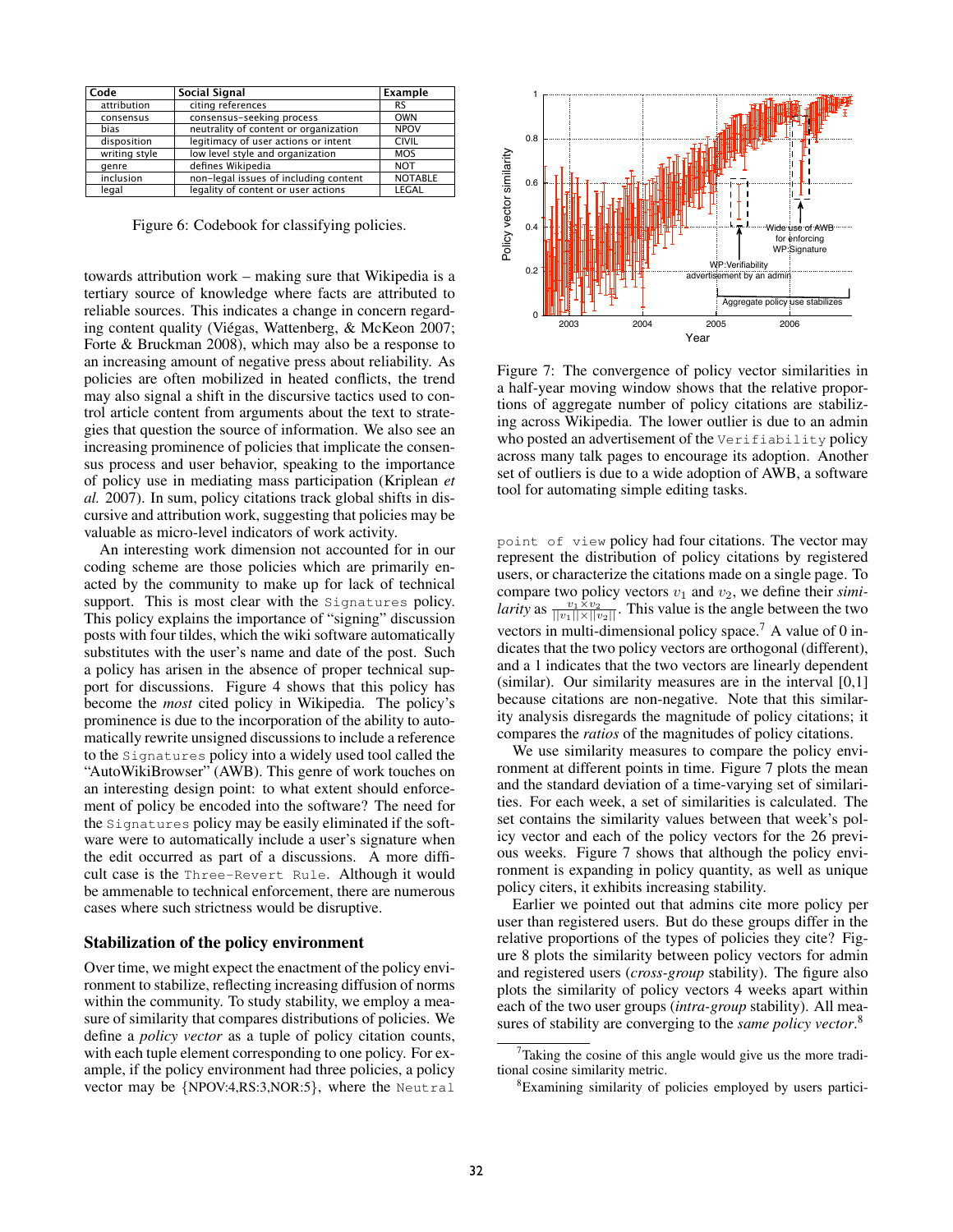| Code | Social Signal | Example |
|---|---|---|
| attribution | citing references | RS |
| consensus | consensus-seeking process | OWN |
| bias | neutrality of content or organization | NPOV |
| disposition | legitimacy of user actions or intent | CIVIL |
| writing style | low level style and organization | MOS |
| genre | defines Wikipedia | NOT |
| inclusion | non-legal issues of including content | NOTABLE |
| legal | legality of content or user actions | LEGAL |

Figure 6: Codebook for classifying policies.

towards attribution work – making sure that Wikipedia is a tertiary source of knowledge where facts are attributed to reliable sources. This indicates a change in concern regarding content quality (Viégas, Wattenberg, & McKeon 2007; Forte & Bruckman 2008), which may also be a response to an increasing amount of negative press about reliability. As policies are often mobilized in heated conflicts, the trend may also signal a shift in the discursive tactics used to control article content from arguments about the text to strategies that question the source of information. We also see an increasing prominence of policies that implicate the consensus process and user behavior, speaking to the importance of policy use in mediating mass participation (Kriplean *et al.* 2007). In sum, policy citations track global shifts in discursive and attribution work, suggesting that policies may be valuable as micro-level indicators of work activity.

An interesting work dimension not accounted for in our coding scheme are those policies which are primarily enacted by the community to make up for lack of technical support. This is most clear with the `Signatures` policy. This policy explains the importance of "signing" discussion posts with four tildes, which the wiki software automatically substitutes with the user's name and date of the post. Such a policy has arisen in the absence of proper technical support for discussions. Figure 4 shows that this policy has become the *most* cited policy in Wikipedia. The policy's prominence is due to the incorporation of the ability to automatically rewrite unsigned discussions to include a reference to the `Signatures` policy into a widely used tool called the "AutoWikiBrowser" (AWB). This genre of work touches on an interesting design point: to what extent should enforcement of policy be encoded into the software? The need for the `Signatures` policy may be easily eliminated if the software were to automatically include a user's signature when the edit occurred as part of a discussions. A more difficult case is the `Three-Revert Rule`. Although it would be ammenable to technical enforcement, there are numerous cases where such strictness would be disruptive.

### Stabilization of the policy environment

Over time, we might expect the enactment of the policy environment to stabilize, reflecting increasing diffusion of norms within the community. To study stability, we employ a measure of similarity that compares distributions of policies. We define a *policy vector* as a tuple of policy citation counts, with each tuple element corresponding to one policy. For example, if the policy environment had three policies, a policy vector may be {NPOV:4,RS:3,NOR:5}, where the `Neutral point of view` policy had four citations. The vector may represent the distribution of policy citations by registered users, or characterize the citations made on a single page. To compare two policy vectors $v_1$ and $v_2$, we define their *similarity* as $\frac{v_1 \times v_2}{||v_1|| \times ||v_2||}$. This value is the angle between the two vectors in multi-dimensional policy space.[7] A value of 0 indicates that the two policy vectors are orthogonal (different), and a 1 indicates that the two vectors are linearly dependent (similar). Our similarity measures are in the interval [0,1] because citations are non-negative. Note that this similarity analysis disregards the magnitude of policy citations; it compares the *ratios* of the magnitudes of policy citations.

Figure 7: The convergence of policy vector similarities in a half-year moving window shows that the relative proportions of aggregate number of policy citations are stabilizing across Wikipedia. The lower outlier is due to an admin who posted an advertisement of the `Verifiability` policy across many talk pages to encourage its adoption. Another set of outliers is due to a wide adoption of AWB, a software tool for automating simple editing tasks.

We use similarity measures to compare the policy environment at different points in time. Figure 7 plots the mean and the standard deviation of a time-varying set of similarities. For each week, a set of similarities is calculated. The set contains the similarity values between that week's policy vector and each of the policy vectors for the 26 previous weeks. Figure 7 shows that although the policy environment is expanding in policy quantity, as well as unique policy citers, it exhibits increasing stability.

Earlier we pointed out that admins cite more policy per user than registered users. But do these groups differ in the relative proportions of the types of policies they cite? Figure 8 plots the similarity between policy vectors for admin and registered users (*cross-group* stability). The figure also plots the similarity of policy vectors 4 weeks apart within each of the two user groups (*intra-group* stability). All measures of stability are converging to the *same policy vector*.[8]

[7] Taking the cosine of this angle would give us the more traditional cosine similarity metric.

[8] Examining similarity of policies employed by users partici-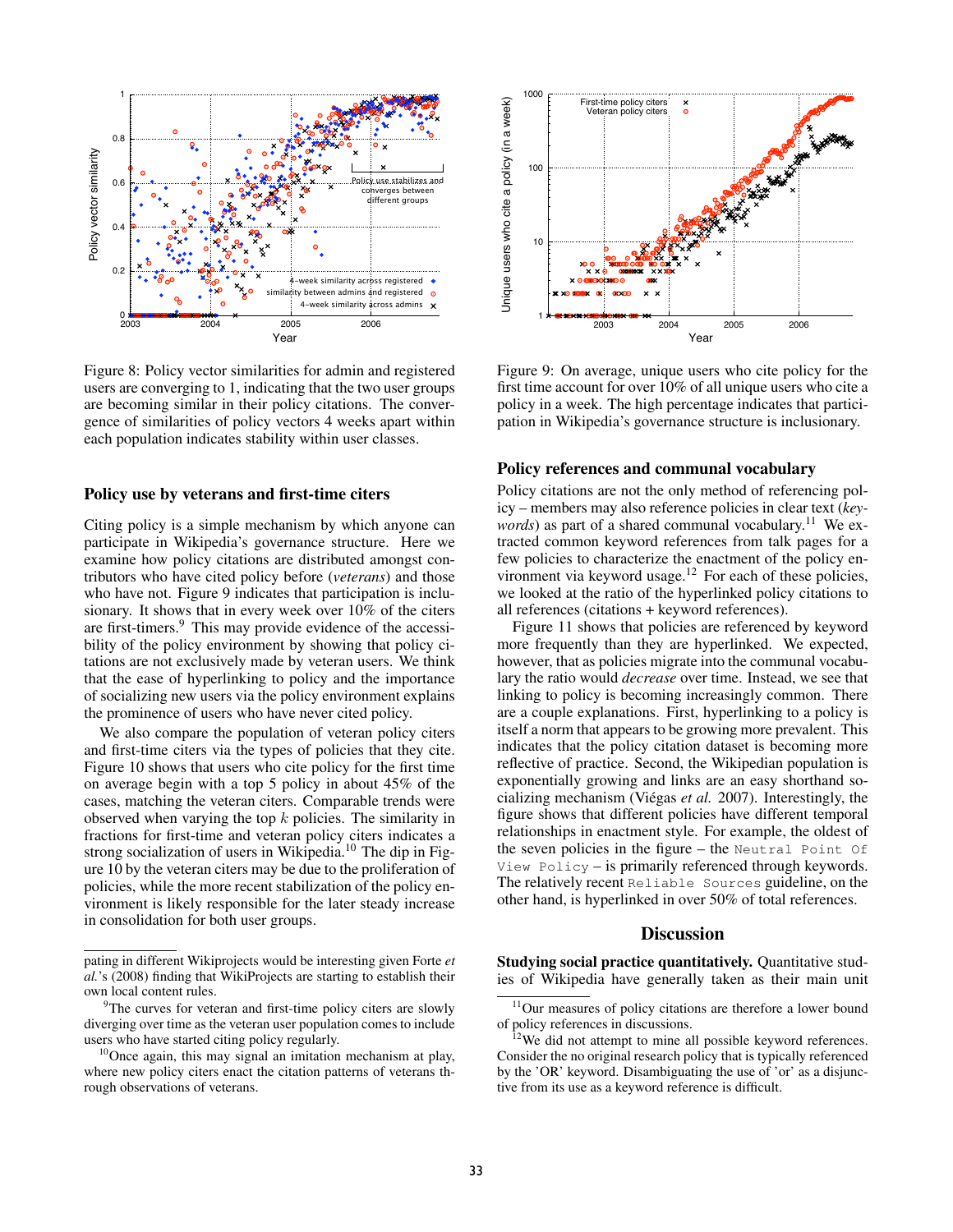Figure 8: Policy vector similarities for admin and registered users are converging to 1, indicating that the two user groups are becoming similar in their policy citations. The convergence of similarities of policy vectors 4 weeks apart within each population indicates stability within user classes.

Figure 9: On average, unique users who cite policy for the first time account for over 10% of all unique users who cite a policy in a week. The high percentage indicates that participation in Wikipedia's governance structure is inclusionary.

## Policy use by veterans and first-time citers

Citing policy is a simple mechanism by which anyone can participate in Wikipedia's governance structure. Here we examine how policy citations are distributed amongst contributors who have cited policy before (*veterans*) and those who have not. Figure 9 indicates that participation is inclusionary. It shows that in every week over 10% of the citers are first-timers.[9] This may provide evidence of the accessibility of the policy environment by showing that policy citations are not exclusively made by veteran users. We think that the ease of hyperlinking to policy and the importance of socializing new users via the policy environment explains the prominence of users who have never cited policy.

We also compare the population of veteran policy citers and first-time citers via the types of policies that they cite. Figure 10 shows that users who cite policy for the first time on average begin with a top 5 policy in about 45% of the cases, matching the veteran citers. Comparable trends were observed when varying the top $k$ policies. The similarity in fractions for first-time and veteran policy citers indicates a strong socialization of users in Wikipedia.[10] The dip in Figure 10 by the veteran citers may be due to the proliferation of policies, while the more recent stabilization of the policy environment is likely responsible for the later steady increase in consolidation for both user groups.

pating in different Wikiprojects would be interesting given Forte *et al.*'s (2008) finding that WikiProjects are starting to establish their own local content rules.

[9] The curves for veteran and first-time policy citers are slowly diverging over time as the veteran user population comes to include users who have started citing policy regularly.

[10] Once again, this may signal an imitation mechanism at play, where new policy citers enact the citation patterns of veterans through observations of veterans.

## Policy references and communal vocabulary

Policy citations are not the only method of referencing policy – members may also reference policies in clear text (*keywords*) as part of a shared communal vocabulary.[11] We extracted common keyword references from talk pages for a few policies to characterize the enactment of the policy environment via keyword usage.[12] For each of these policies, we looked at the ratio of the hyperlinked policy citations to all references (citations + keyword references).

Figure 11 shows that policies are referenced by keyword more frequently than they are hyperlinked. We expected, however, that as policies migrate into the communal vocabulary the ratio would *decrease* over time. Instead, we see that linking to policy is becoming increasingly common. There are a couple explanations. First, hyperlinking to a policy is itself a norm that appears to be growing more prevalent. This indicates that the policy citation dataset is becoming more reflective of practice. Second, the Wikipedian population is exponentially growing and links are an easy shorthand socializing mechanism (Viégas *et al.* 2007). Interestingly, the figure shows that different policies have different temporal relationships in enactment style. For example, the oldest of the seven policies in the figure – the `Neutral Point Of View Policy` – is primarily referenced through keywords. The relatively recent `Reliable Sources` guideline, on the other hand, is hyperlinked in over 50% of total references.

# Discussion

**Studying social practice quantitatively.** Quantitative studies of Wikipedia have generally taken as their main unit

[11] Our measures of policy citations are therefore a lower bound of policy references in discussions.

[12] We did not attempt to mine all possible keyword references. Consider the no original research policy that is typically referenced by the 'OR' keyword. Disambiguating the use of 'or' as a disjunctive from its use as a keyword reference is difficult.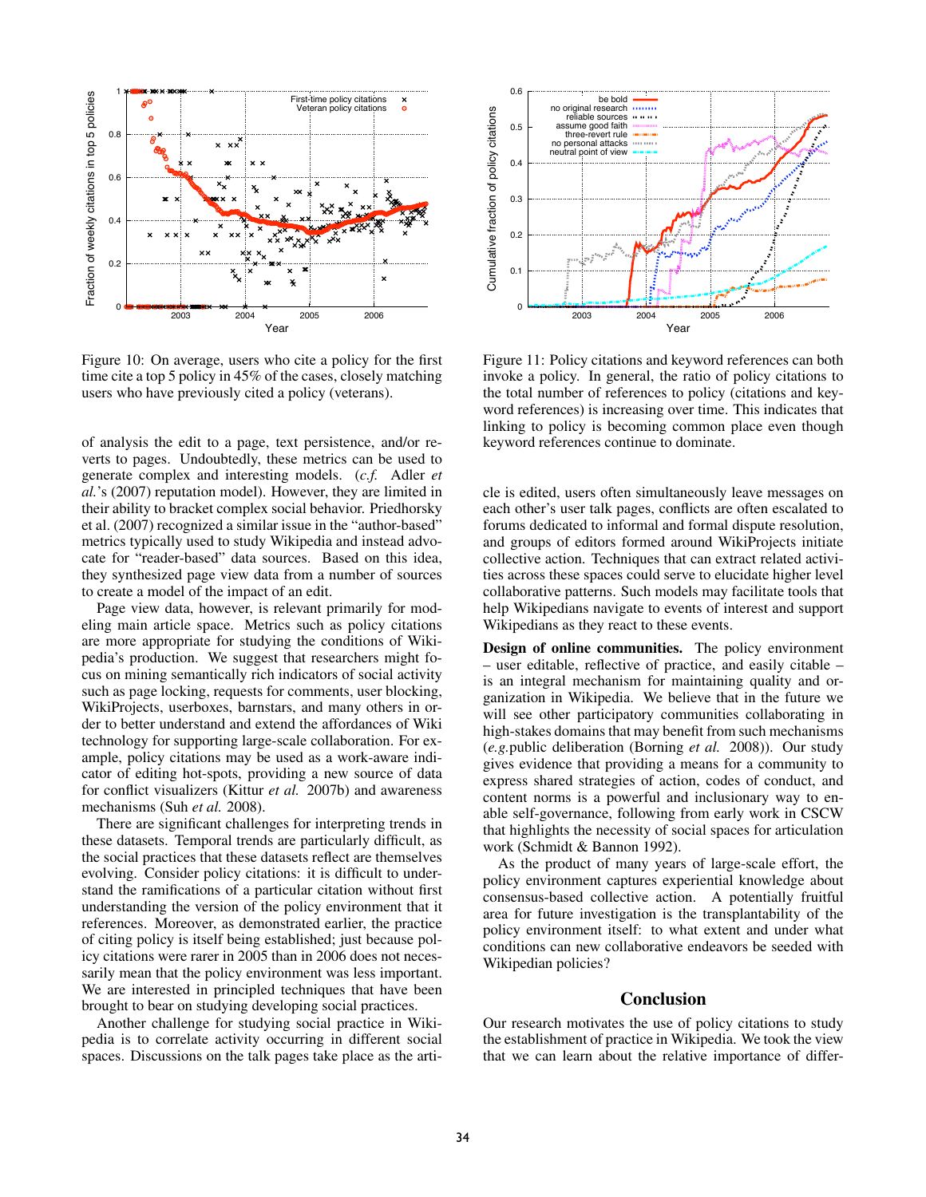Figure 10: On average, users who cite a policy for the first time cite a top 5 policy in 45% of the cases, closely matching users who have previously cited a policy (veterans).

Figure 11: Policy citations and keyword references can both invoke a policy. In general, the ratio of policy citations to the total number of references to policy (citations and keyword references) is increasing over time. This indicates that linking to policy is becoming common place even though keyword references continue to dominate.

of analysis the edit to a page, text persistence, and/or reverts to pages. Undoubtedly, these metrics can be used to generate complex and interesting models. (*c.f.* Adler *et al.*'s (2007) reputation model). However, they are limited in their ability to bracket complex social behavior. Priedhorsky et al. (2007) recognized a similar issue in the "author-based" metrics typically used to study Wikipedia and instead advocate for "reader-based" data sources. Based on this idea, they synthesized page view data from a number of sources to create a model of the impact of an edit.

Page view data, however, is relevant primarily for modeling main article space. Metrics such as policy citations are more appropriate for studying the conditions of Wikipedia's production. We suggest that researchers might focus on mining semantically rich indicators of social activity such as page locking, requests for comments, user blocking, WikiProjects, userboxes, barnstars, and many others in order to better understand and extend the affordances of Wiki technology for supporting large-scale collaboration. For example, policy citations may be used as a work-aware indicator of editing hot-spots, providing a new source of data for conflict visualizers (Kittur *et al.* 2007b) and awareness mechanisms (Suh *et al.* 2008).

There are significant challenges for interpreting trends in these datasets. Temporal trends are particularly difficult, as the social practices that these datasets reflect are themselves evolving. Consider policy citations: it is difficult to understand the ramifications of a particular citation without first understanding the version of the policy environment that it references. Moreover, as demonstrated earlier, the practice of citing policy is itself being established; just because policy citations were rarer in 2005 than in 2006 does not necessarily mean that the policy environment was less important. We are interested in principled techniques that have been brought to bear on studying developing social practices.

Another challenge for studying social practice in Wikipedia is to correlate activity occurring in different social spaces. Discussions on the talk pages take place as the article is edited, users often simultaneously leave messages on each other's user talk pages, conflicts are often escalated to forums dedicated to informal and formal dispute resolution, and groups of editors formed around WikiProjects initiate collective action. Techniques that can extract related activities across these spaces could serve to elucidate higher level collaborative patterns. Such models may facilitate tools that help Wikipedians navigate to events of interest and support Wikipedians as they react to these events.

**Design of online communities.** The policy environment – user editable, reflective of practice, and easily citable – is an integral mechanism for maintaining quality and organization in Wikipedia. We believe that in the future we will see other participatory communities collaborating in high-stakes domains that may benefit from such mechanisms (*e.g.*public deliberation (Borning *et al.* 2008)). Our study gives evidence that providing a means for a community to express shared strategies of action, codes of conduct, and content norms is a powerful and inclusionary way to enable self-governance, following from early work in CSCW that highlights the necessity of social spaces for articulation work (Schmidt & Bannon 1992).

As the product of many years of large-scale effort, the policy environment captures experiential knowledge about consensus-based collective action. A potentially fruitful area for future investigation is the transplantability of the policy environment itself: to what extent and under what conditions can new collaborative endeavors be seeded with Wikipedian policies?

## Conclusion

Our research motivates the use of policy citations to study the establishment of practice in Wikipedia. We took the view that we can learn about the relative importance of differ-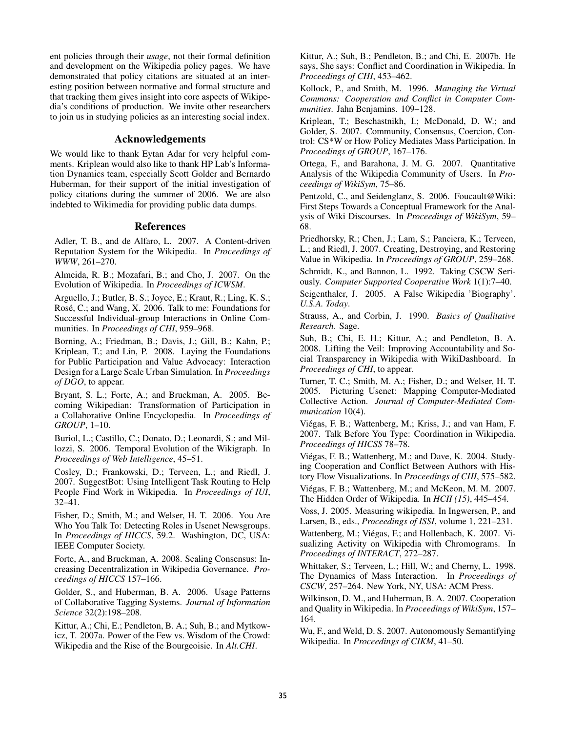ent policies through their *usage*, not their formal definition and development on the Wikipedia policy pages. We have demonstrated that policy citations are situated at an interesting position between normative and formal structure and that tracking them gives insight into core aspects of Wikipedia's conditions of production. We invite other researchers to join us in studying policies as an interesting social index.

## Acknowledgements

We would like to thank Eytan Adar for very helpful comments. Kriplean would also like to thank HP Lab's Information Dynamics team, especially Scott Golder and Bernardo Huberman, for their support of the initial investigation of policy citations during the summer of 2006. We are also indebted to Wikimedia for providing public data dumps.

## References

Adler, T. B., and de Alfaro, L. 2007. A Content-driven Reputation System for the Wikipedia. In *Proceedings of WWW*, 261–270.

Almeida, R. B.; Mozafari, B.; and Cho, J. 2007. On the Evolution of Wikipedia. In *Proceedings of ICWSM*.

Arguello, J.; Butler, B. S.; Joyce, E.; Kraut, R.; Ling, K. S.; Rosé, C.; and Wang, X. 2006. Talk to me: Foundations for Successful Individual-group Interactions in Online Communities. In *Proceedings of CHI*, 959–968.

Borning, A.; Friedman, B.; Davis, J.; Gill, B.; Kahn, P.; Kriplean, T.; and Lin, P. 2008. Laying the Foundations for Public Participation and Value Advocacy: Interaction Design for a Large Scale Urban Simulation. In *Proceedings of DGO*, to appear.

Bryant, S. L.; Forte, A.; and Bruckman, A. 2005. Becoming Wikipedian: Transformation of Participation in a Collaborative Online Encyclopedia. In *Proceedings of GROUP*, 1–10.

Buriol, L.; Castillo, C.; Donato, D.; Leonardi, S.; and Millozzi, S. 2006. Temporal Evolution of the Wikigraph. In *Proceedings of Web Intelligence*, 45–51.

Cosley, D.; Frankowski, D.; Terveen, L.; and Riedl, J. 2007. SuggestBot: Using Intelligent Task Routing to Help People Find Work in Wikipedia. In *Proceedings of IUI*, 32–41.

Fisher, D.; Smith, M.; and Welser, H. T. 2006. You Are Who You Talk To: Detecting Roles in Usenet Newsgroups. In *Proceedings of HICCS*, 59.2. Washington, DC, USA: IEEE Computer Society.

Forte, A., and Bruckman, A. 2008. Scaling Consensus: Increasing Decentralization in Wikipedia Governance. *Proceedings of HICCS* 157–166.

Golder, S., and Huberman, B. A. 2006. Usage Patterns of Collaborative Tagging Systems. *Journal of Information Science* 32(2):198–208.

Kittur, A.; Chi, E.; Pendleton, B. A.; Suh, B.; and Mytkowicz, T. 2007a. Power of the Few vs. Wisdom of the Crowd: Wikipedia and the Rise of the Bourgeoisie. In *Alt.CHI*.

Kittur, A.; Suh, B.; Pendleton, B.; and Chi, E. 2007b. He says, She says: Conflict and Coordination in Wikipedia. In *Proceedings of CHI*, 453–462.

Kollock, P., and Smith, M. 1996. *Managing the Virtual Commons: Cooperation and Conflict in Computer Communities*. Jahn Benjamins. 109–128.

Kriplean, T.; Beschastnikh, I.; McDonald, D. W.; and Golder, S. 2007. Community, Consensus, Coercion, Control: CS*W or How Policy Mediates Mass Participation. In *Proceedings of GROUP*, 167–176.

Ortega, F., and Barahona, J. M. G. 2007. Quantitative Analysis of the Wikipedia Community of Users. In *Proceedings of WikiSym*, 75–86.

Pentzold, C., and Seidenglanz, S. 2006. Foucault@Wiki: First Steps Towards a Conceptual Framework for the Analysis of Wiki Discourses. In *Proceedings of WikiSym*, 59–68.

Priedhorsky, R.; Chen, J.; Lam, S.; Panciera, K.; Terveen, L.; and Riedl, J. 2007. Creating, Destroying, and Restoring Value in Wikipedia. In *Proceedings of GROUP*, 259–268.

Schmidt, K., and Bannon, L. 1992. Taking CSCW Seriously. *Computer Supported Cooperative Work* 1(1):7–40.

Seigenthaler, J. 2005. A False Wikipedia 'Biography'. *U.S.A. Today*.

Strauss, A., and Corbin, J. 1990. *Basics of Qualitative Research*. Sage.

Suh, B.; Chi, E. H.; Kittur, A.; and Pendleton, B. A. 2008. Lifting the Veil: Improving Accountability and Social Transparency in Wikipedia with WikiDashboard. In *Proceedings of CHI*, to appear.

Turner, T. C.; Smith, M. A.; Fisher, D.; and Welser, H. T. 2005. Picturing Usenet: Mapping Computer-Mediated Collective Action. *Journal of Computer-Mediated Communication* 10(4).

Viégas, F. B.; Wattenberg, M.; Kriss, J.; and van Ham, F. 2007. Talk Before You Type: Coordination in Wikipedia. *Proceedings of HICSS* 78–78.

Viégas, F. B.; Wattenberg, M.; and Dave, K. 2004. Studying Cooperation and Conflict Between Authors with History Flow Visualizations. In *Proceedings of CHI*, 575–582.

Viégas, F. B.; Wattenberg, M.; and McKeon, M. M. 2007. The Hidden Order of Wikipedia. In *HCII (15)*, 445–454.

Voss, J. 2005. Measuring wikipedia. In Ingwersen, P., and Larsen, B., eds., *Proceedings of ISSI*, volume 1, 221–231.

Wattenberg, M.; Viégas, F.; and Hollenbach, K. 2007. Visualizing Activity on Wikipedia with Chromograms. In *Proceedings of INTERACT*, 272–287.

Whittaker, S.; Terveen, L.; Hill, W.; and Cherny, L. 1998. The Dynamics of Mass Interaction. In *Proceedings of CSCW*, 257–264. New York, NY, USA: ACM Press.

Wilkinson, D. M., and Huberman, B. A. 2007. Cooperation and Quality in Wikipedia. In *Proceedings of WikiSym*, 157–164.

Wu, F., and Weld, D. S. 2007. Autonomously Semantifying Wikipedia. In *Proceedings of CIKM*, 41–50.